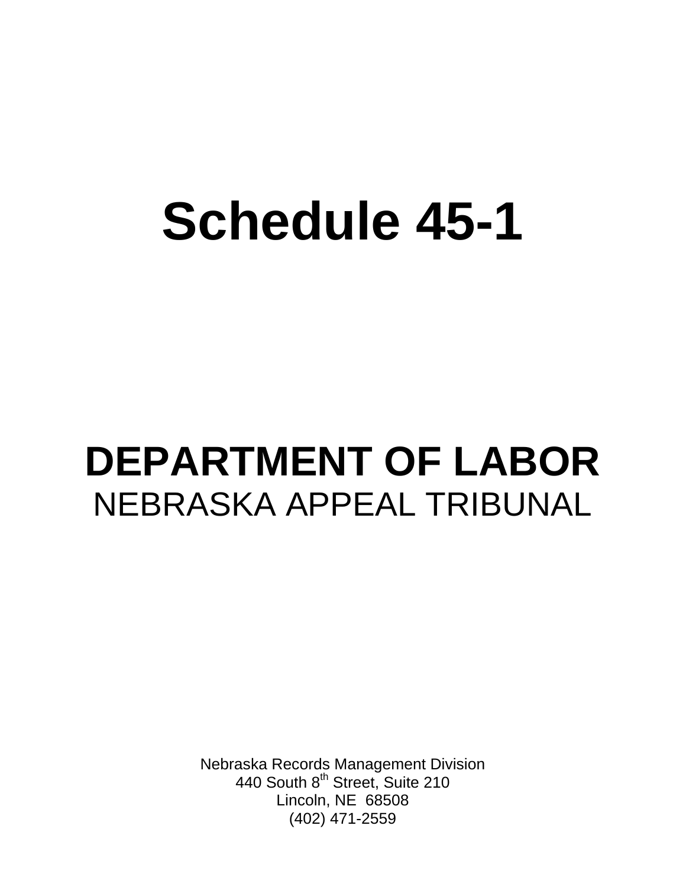# Schedule 45-1

# DEPARTMENT OF LABOR

## NEBRASKA APPEAL TRIBUNAL

Nebraska Records Management Division
440 South 8th Street, Suite 210
Lincoln, NE 68508
(402) 471-2559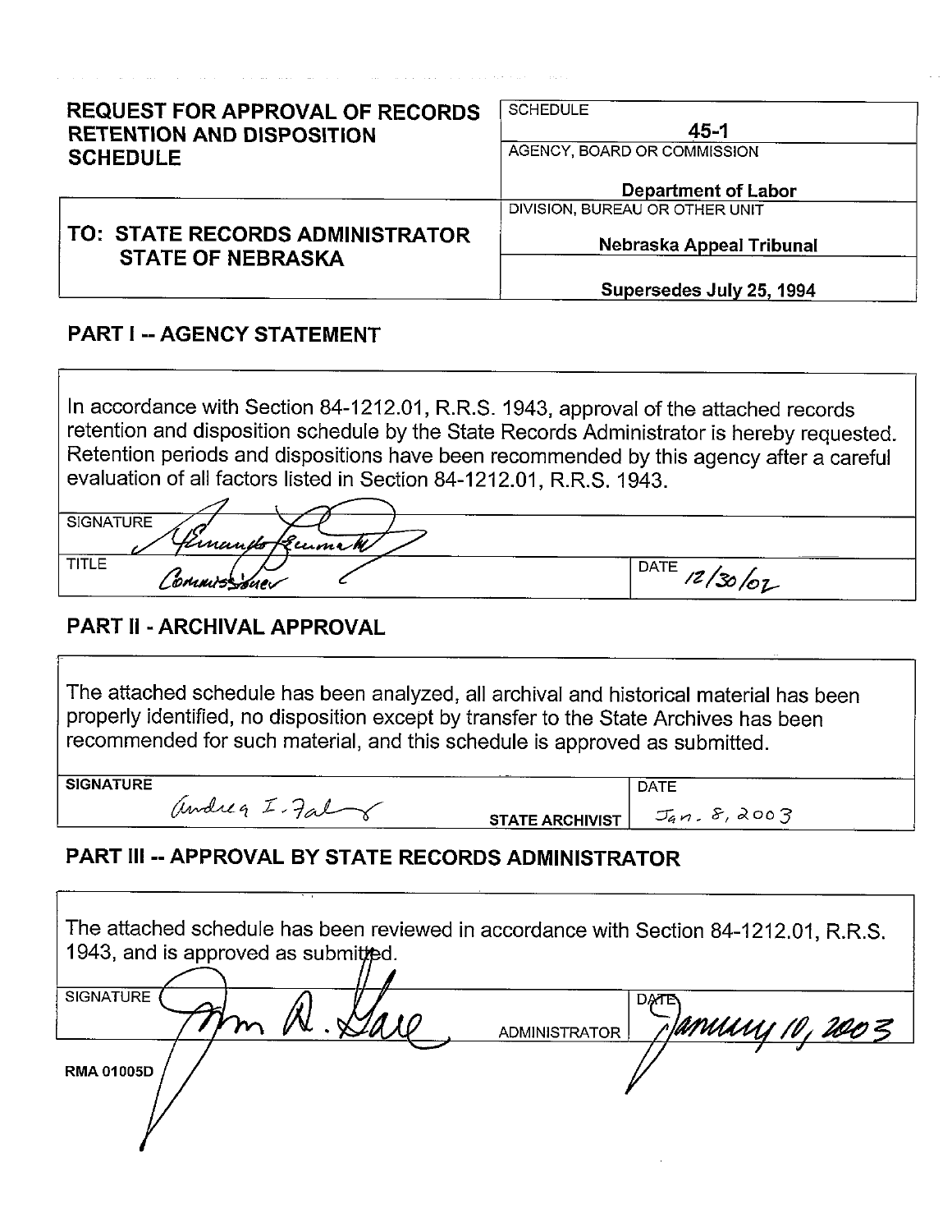# REQUEST FOR APPROVAL OF RECORDS RETENTION AND DISPOSITION SCHEDULE

| | |
|---|---|
| SCHEDULE | **45-1** |
| AGENCY, BOARD OR COMMISSION | **Department of Labor** |
| DIVISION, BUREAU OR OTHER UNIT | **Nebraska Appeal Tribunal** |
| | **Supersedes July 25, 1994** |

## TO: STATE RECORDS ADMINISTRATOR STATE OF NEBRASKA

## PART I -- AGENCY STATEMENT

In accordance with Section 84-1212.01, R.R.S. 1943, approval of the attached records retention and disposition schedule by the State Records Administrator is hereby requested. Retention periods and dispositions have been recommended by this agency after a careful evaluation of all factors listed in Section 84-1212.01, R.R.S. 1943.

| | |
|---|---|
| SIGNATURE *Fernando Lecuona* | |
| TITLE *Commissioner* | DATE *12/30/02* |

## PART II - ARCHIVAL APPROVAL

The attached schedule has been analyzed, all archival and historical material has been properly identified, no disposition except by transfer to the State Archives has been recommended for such material, and this schedule is approved as submitted.

| | | |
|---|---|---|
| **SIGNATURE** *Andrea I. Faling* | **STATE ARCHIVIST** | DATE *Jan. 8, 2003* |

## PART III -- APPROVAL BY STATE RECORDS ADMINISTRATOR

The attached schedule has been reviewed in accordance with Section 84-1212.01, R.R.S. 1943, and is approved as submitted.

| | | |
|---|---|---|
| SIGNATURE *John A. Gale* | ADMINISTRATOR | DATE *January 10, 2003* |

**RMA 01005D**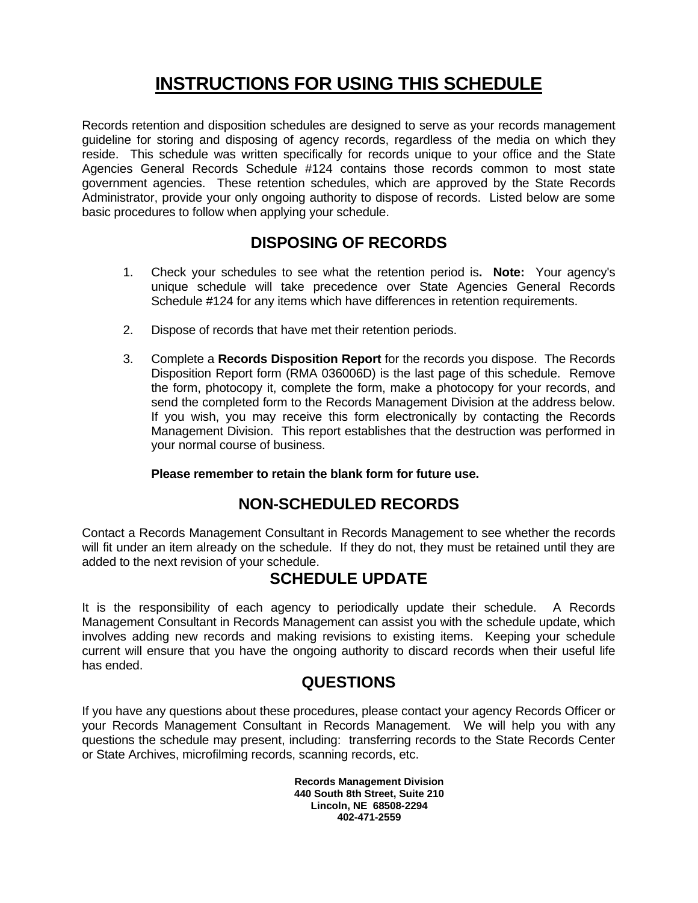# INSTRUCTIONS FOR USING THIS SCHEDULE

Records retention and disposition schedules are designed to serve as your records management guideline for storing and disposing of agency records, regardless of the media on which they reside. This schedule was written specifically for records unique to your office and the State Agencies General Records Schedule #124 contains those records common to most state government agencies. These retention schedules, which are approved by the State Records Administrator, provide your only ongoing authority to dispose of records. Listed below are some basic procedures to follow when applying your schedule.

## DISPOSING OF RECORDS

1. Check your schedules to see what the retention period is**.** **Note:** Your agency's unique schedule will take precedence over State Agencies General Records Schedule #124 for any items which have differences in retention requirements.

2. Dispose of records that have met their retention periods.

3. Complete a **Records Disposition Report** for the records you dispose. The Records Disposition Report form (RMA 036006D) is the last page of this schedule. Remove the form, photocopy it, complete the form, make a photocopy for your records, and send the completed form to the Records Management Division at the address below. If you wish, you may receive this form electronically by contacting the Records Management Division. This report establishes that the destruction was performed in your normal course of business.

   **Please remember to retain the blank form for future use.**

## NON-SCHEDULED RECORDS

Contact a Records Management Consultant in Records Management to see whether the records will fit under an item already on the schedule. If they do not, they must be retained until they are added to the next revision of your schedule.

## SCHEDULE UPDATE

It is the responsibility of each agency to periodically update their schedule. A Records Management Consultant in Records Management can assist you with the schedule update, which involves adding new records and making revisions to existing items. Keeping your schedule current will ensure that you have the ongoing authority to discard records when their useful life has ended.

## QUESTIONS

If you have any questions about these procedures, please contact your agency Records Officer or your Records Management Consultant in Records Management. We will help you with any questions the schedule may present, including: transferring records to the State Records Center or State Archives, microfilming records, scanning records, etc.

**Records Management Division**
**440 South 8th Street, Suite 210**
**Lincoln, NE 68508-2294**
**402-471-2559**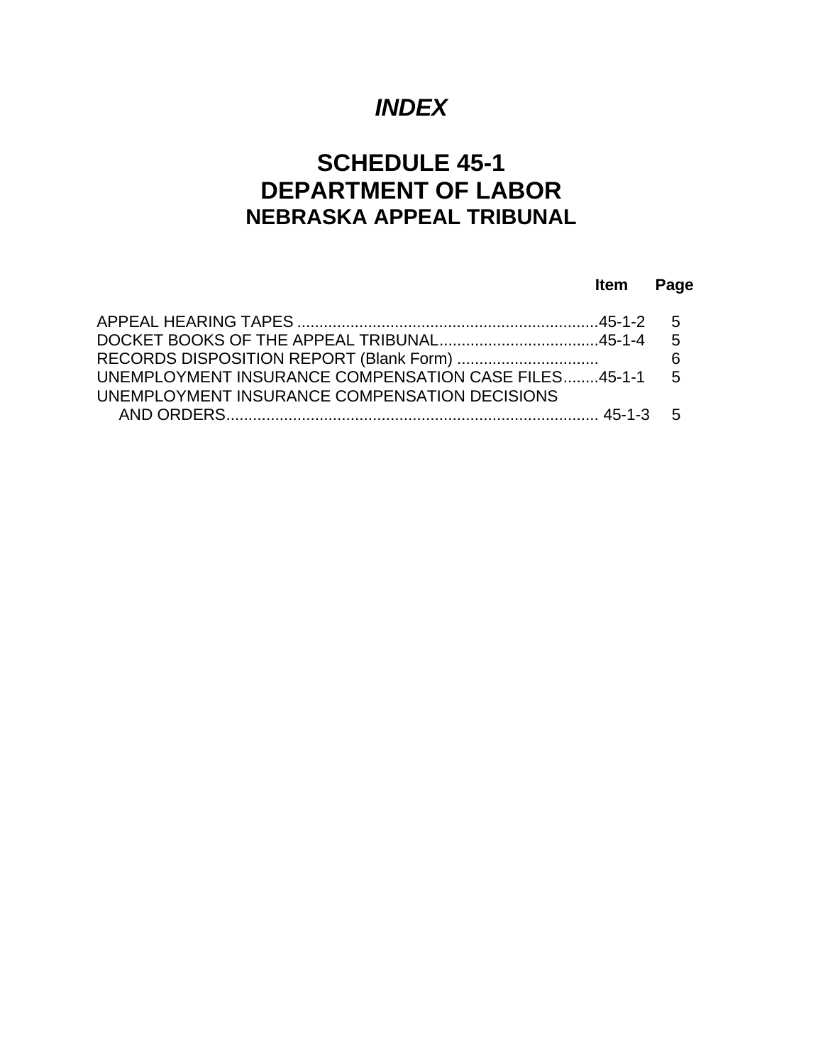# *INDEX*

## SCHEDULE 45-1
## DEPARTMENT OF LABOR
### NEBRASKA APPEAL TRIBUNAL

| | Item | Page |
|---|---|---|
| APPEAL HEARING TAPES | 45-1-2 | 5 |
| DOCKET BOOKS OF THE APPEAL TRIBUNAL | 45-1-4 | 5 |
| RECORDS DISPOSITION REPORT (Blank Form) | | 6 |
| UNEMPLOYMENT INSURANCE COMPENSATION CASE FILES | 45-1-1 | 5 |
| UNEMPLOYMENT INSURANCE COMPENSATION DECISIONS AND ORDERS | 45-1-3 | 5 |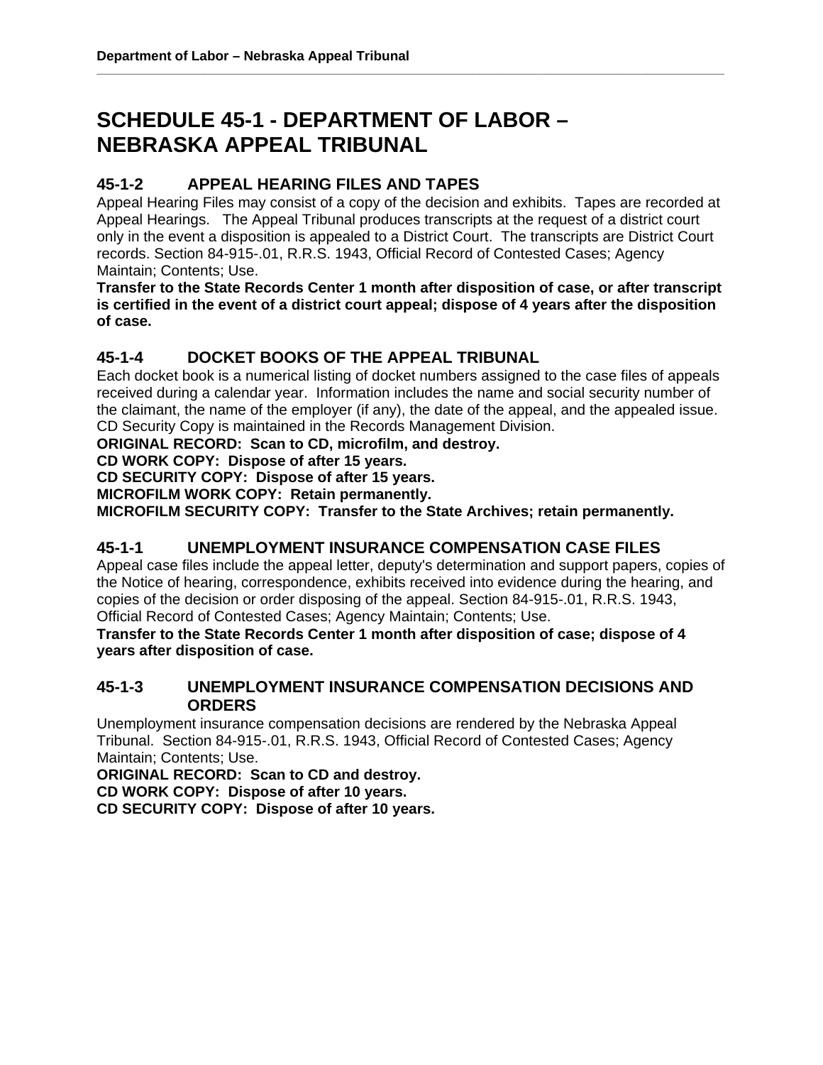# SCHEDULE 45-1 - DEPARTMENT OF LABOR – NEBRASKA APPEAL TRIBUNAL

## 45-1-2 APPEAL HEARING FILES AND TAPES

Appeal Hearing Files may consist of a copy of the decision and exhibits. Tapes are recorded at Appeal Hearings. The Appeal Tribunal produces transcripts at the request of a district court only in the event a disposition is appealed to a District Court. The transcripts are District Court records. Section 84-915-.01, R.R.S. 1943, Official Record of Contested Cases; Agency Maintain; Contents; Use.

**Transfer to the State Records Center 1 month after disposition of case, or after transcript is certified in the event of a district court appeal; dispose of 4 years after the disposition of case.**

## 45-1-4 DOCKET BOOKS OF THE APPEAL TRIBUNAL

Each docket book is a numerical listing of docket numbers assigned to the case files of appeals received during a calendar year. Information includes the name and social security number of the claimant, the name of the employer (if any), the date of the appeal, and the appealed issue. CD Security Copy is maintained in the Records Management Division.

**ORIGINAL RECORD: Scan to CD, microfilm, and destroy.**
**CD WORK COPY: Dispose of after 15 years.**
**CD SECURITY COPY: Dispose of after 15 years.**
**MICROFILM WORK COPY: Retain permanently.**
**MICROFILM SECURITY COPY: Transfer to the State Archives; retain permanently.**

## 45-1-1 UNEMPLOYMENT INSURANCE COMPENSATION CASE FILES

Appeal case files include the appeal letter, deputy's determination and support papers, copies of the Notice of hearing, correspondence, exhibits received into evidence during the hearing, and copies of the decision or order disposing of the appeal. Section 84-915-.01, R.R.S. 1943, Official Record of Contested Cases; Agency Maintain; Contents; Use.

**Transfer to the State Records Center 1 month after disposition of case; dispose of 4 years after disposition of case.**

## 45-1-3 UNEMPLOYMENT INSURANCE COMPENSATION DECISIONS AND ORDERS

Unemployment insurance compensation decisions are rendered by the Nebraska Appeal Tribunal. Section 84-915-.01, R.R.S. 1943, Official Record of Contested Cases; Agency Maintain; Contents; Use.

**ORIGINAL RECORD: Scan to CD and destroy.**
**CD WORK COPY: Dispose of after 10 years.**
**CD SECURITY COPY: Dispose of after 10 years.**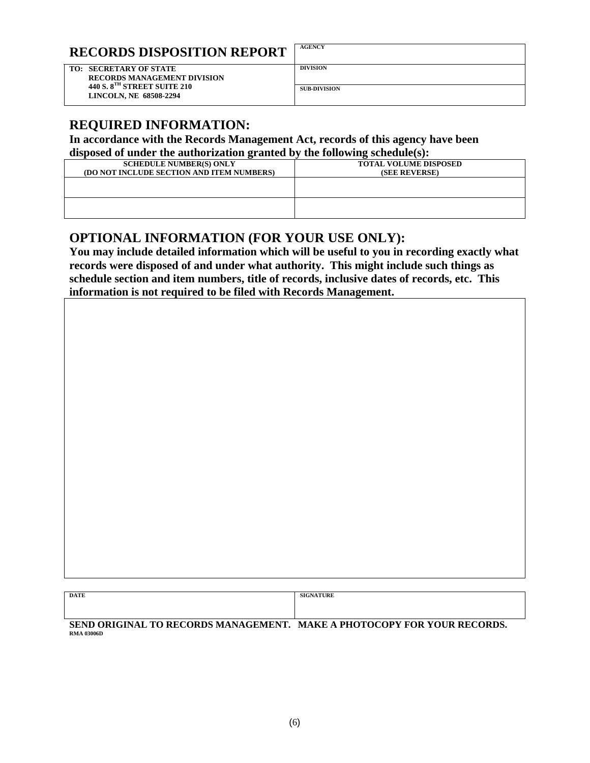# RECORDS DISPOSITION REPORT

| **TO: SECRETARY OF STATE**<br>**RECORDS MANAGEMENT DIVISION**<br>**440 S. 8TH STREET SUITE 210**<br>**LINCOLN, NE 68508-2294** | **AGENCY** |
|---|---|
| | **DIVISION** |
| | **SUB-DIVISION** |

## REQUIRED INFORMATION:

**In accordance with the Records Management Act, records of this agency have been disposed of under the authorization granted by the following schedule(s):**

| SCHEDULE NUMBER(S) ONLY (DO NOT INCLUDE SECTION AND ITEM NUMBERS) | TOTAL VOLUME DISPOSED (SEE REVERSE) |
|---|---|
| | |
| | |

## OPTIONAL INFORMATION (FOR YOUR USE ONLY):

**You may include detailed information which will be useful to you in recording exactly what records were disposed of and under what authority. This might include such things as schedule section and item numbers, title of records, inclusive dates of records, etc. This information is not required to be filed with Records Management.**

| DATE | SIGNATURE |
|---|---|
| | |

**SEND ORIGINAL TO RECORDS MANAGEMENT. MAKE A PHOTOCOPY FOR YOUR RECORDS.**

**RMA 03006D**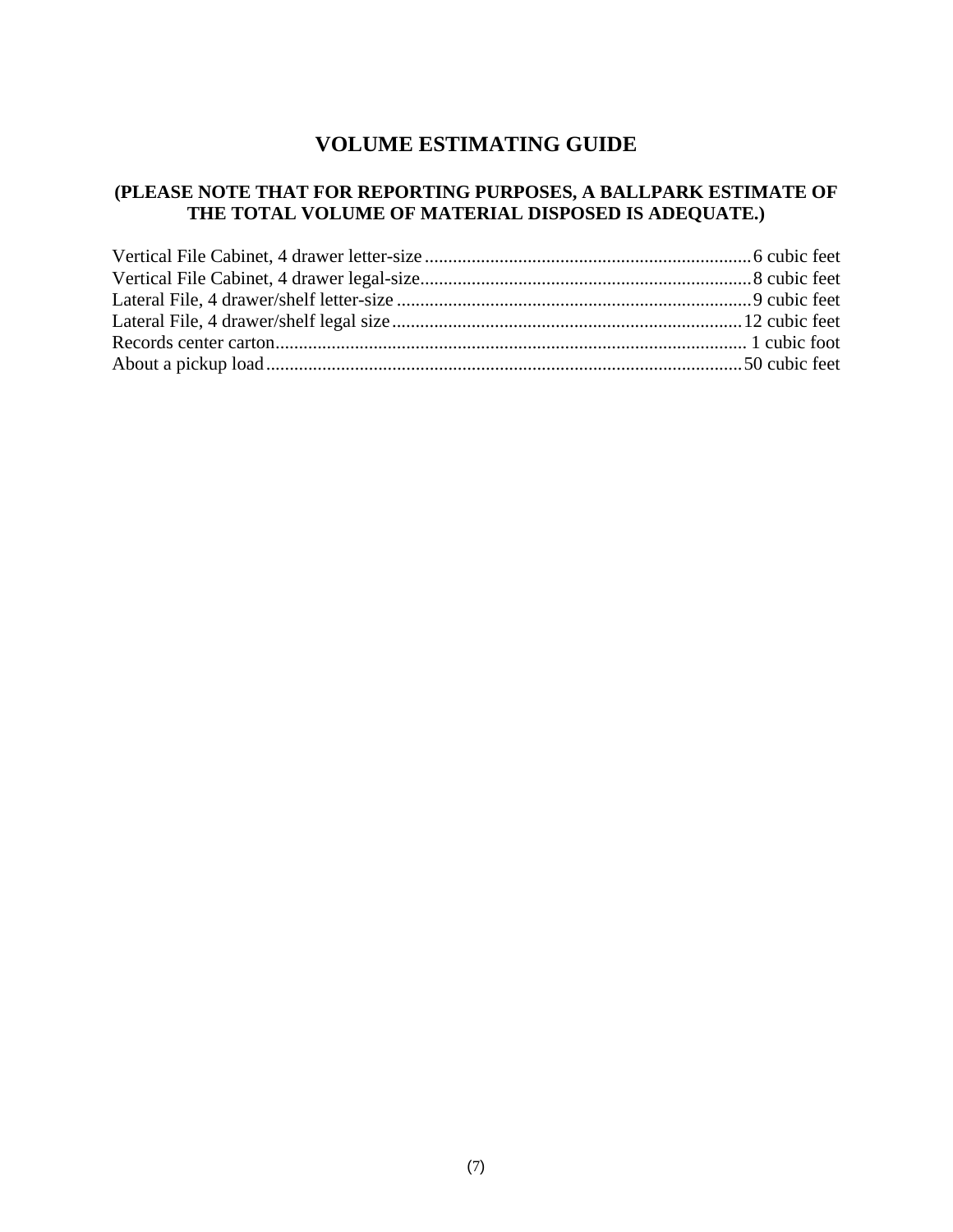# VOLUME ESTIMATING GUIDE

**(PLEASE NOTE THAT FOR REPORTING PURPOSES, A BALLPARK ESTIMATE OF THE TOTAL VOLUME OF MATERIAL DISPOSED IS ADEQUATE.)**

| | |
|---|---|
| Vertical File Cabinet, 4 drawer letter-size | 6 cubic feet |
| Vertical File Cabinet, 4 drawer legal-size | 8 cubic feet |
| Lateral File, 4 drawer/shelf letter-size | 9 cubic feet |
| Lateral File, 4 drawer/shelf legal size | 12 cubic feet |
| Records center carton | 1 cubic foot |
| About a pickup load | 50 cubic feet |